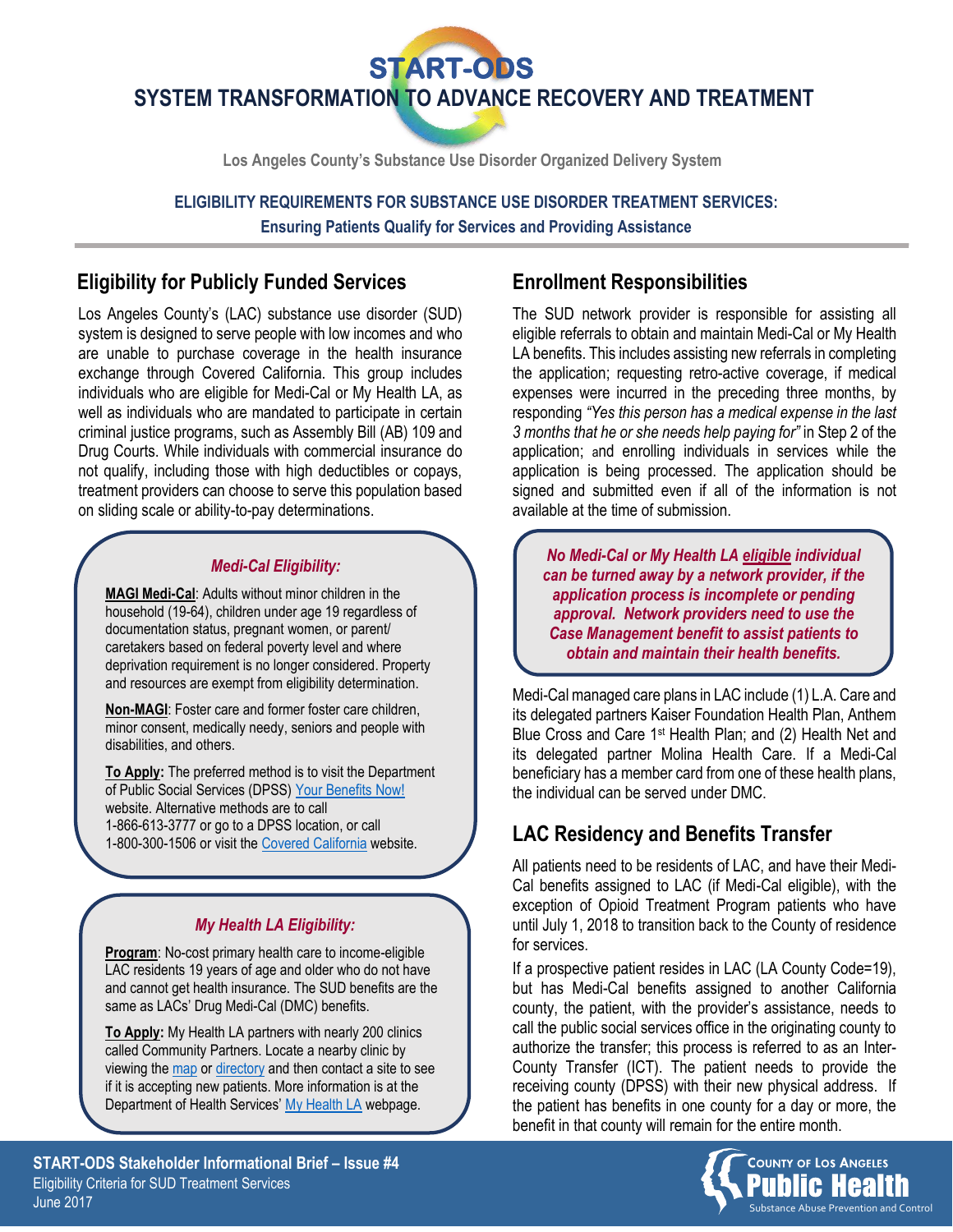# START-ODS

## SYSTEM TRANSFORMATION TO ADVANCE RECOVERY AND TREATMENT

Los Angeles County's Substance Use Disorder Organized Delivery System

**ELIGIBILITY REQUIREMENTS FOR SUBSTANCE USE DISORDER TREATMENT SERVICES:**
**Ensuring Patients Qualify for Services and Providing Assistance**

## Eligibility for Publicly Funded Services

Los Angeles County's (LAC) substance use disorder (SUD) system is designed to serve people with low incomes and who are unable to purchase coverage in the health insurance exchange through Covered California. This group includes individuals who are eligible for Medi-Cal or My Health LA, as well as individuals who are mandated to participate in certain criminal justice programs, such as Assembly Bill (AB) 109 and Drug Courts. While individuals with commercial insurance do not qualify, including those with high deductibles or copays, treatment providers can choose to serve this population based on sliding scale or ability-to-pay determinations.

### *Medi-Cal Eligibility:*

**MAGI Medi-Cal**: Adults without minor children in the household (19-64), children under age 19 regardless of documentation status, pregnant women, or parent/caretakers based on federal poverty level and where deprivation requirement is no longer considered. Property and resources are exempt from eligibility determination.

**Non-MAGI**: Foster care and former foster care children, minor consent, medically needy, seniors and people with disabilities, and others.

**To Apply:** The preferred method is to visit the Department of Public Social Services (DPSS) Your Benefits Now! website. Alternative methods are to call 1-866-613-3777 or go to a DPSS location, or call 1-800-300-1506 or visit the Covered California website.

### *My Health LA Eligibility:*

**Program**: No-cost primary health care to income-eligible LAC residents 19 years of age and older who do not have and cannot get health insurance. The SUD benefits are the same as LACs' Drug Medi-Cal (DMC) benefits.

**To Apply:** My Health LA partners with nearly 200 clinics called Community Partners. Locate a nearby clinic by viewing the map or directory and then contact a site to see if it is accepting new patients. More information is at the Department of Health Services' My Health LA webpage.

## Enrollment Responsibilities

The SUD network provider is responsible for assisting all eligible referrals to obtain and maintain Medi-Cal or My Health LA benefits. This includes assisting new referrals in completing the application; requesting retro-active coverage, if medical expenses were incurred in the preceding three months, by responding *"Yes this person has a medical expense in the last 3 months that he or she needs help paying for"* in Step 2 of the application; and enrolling individuals in services while the application is being processed. The application should be signed and submitted even if all of the information is not available at the time of submission.

***No Medi-Cal or My Health LA eligible individual can be turned away by a network provider, if the application process is incomplete or pending approval. Network providers need to use the Case Management benefit to assist patients to obtain and maintain their health benefits.***

Medi-Cal managed care plans in LAC include (1) L.A. Care and its delegated partners Kaiser Foundation Health Plan, Anthem Blue Cross and Care 1st Health Plan; and (2) Health Net and its delegated partner Molina Health Care. If a Medi-Cal beneficiary has a member card from one of these health plans, the individual can be served under DMC.

## LAC Residency and Benefits Transfer

All patients need to be residents of LAC, and have their Medi-Cal benefits assigned to LAC (if Medi-Cal eligible), with the exception of Opioid Treatment Program patients who have until July 1, 2018 to transition back to the County of residence for services.

If a prospective patient resides in LAC (LA County Code=19), but has Medi-Cal benefits assigned to another California county, the patient, with the provider's assistance, needs to call the public social services office in the originating county to authorize the transfer; this process is referred to as an Inter-County Transfer (ICT). The patient needs to provide the receiving county (DPSS) with their new physical address. If the patient has benefits in one county for a day or more, the benefit in that county will remain for the entire month.

**START-ODS Stakeholder Informational Brief – Issue #4**
Eligibility Criteria for SUD Treatment Services
June 2017

County of Los Angeles Public Health – Substance Abuse Prevention and Control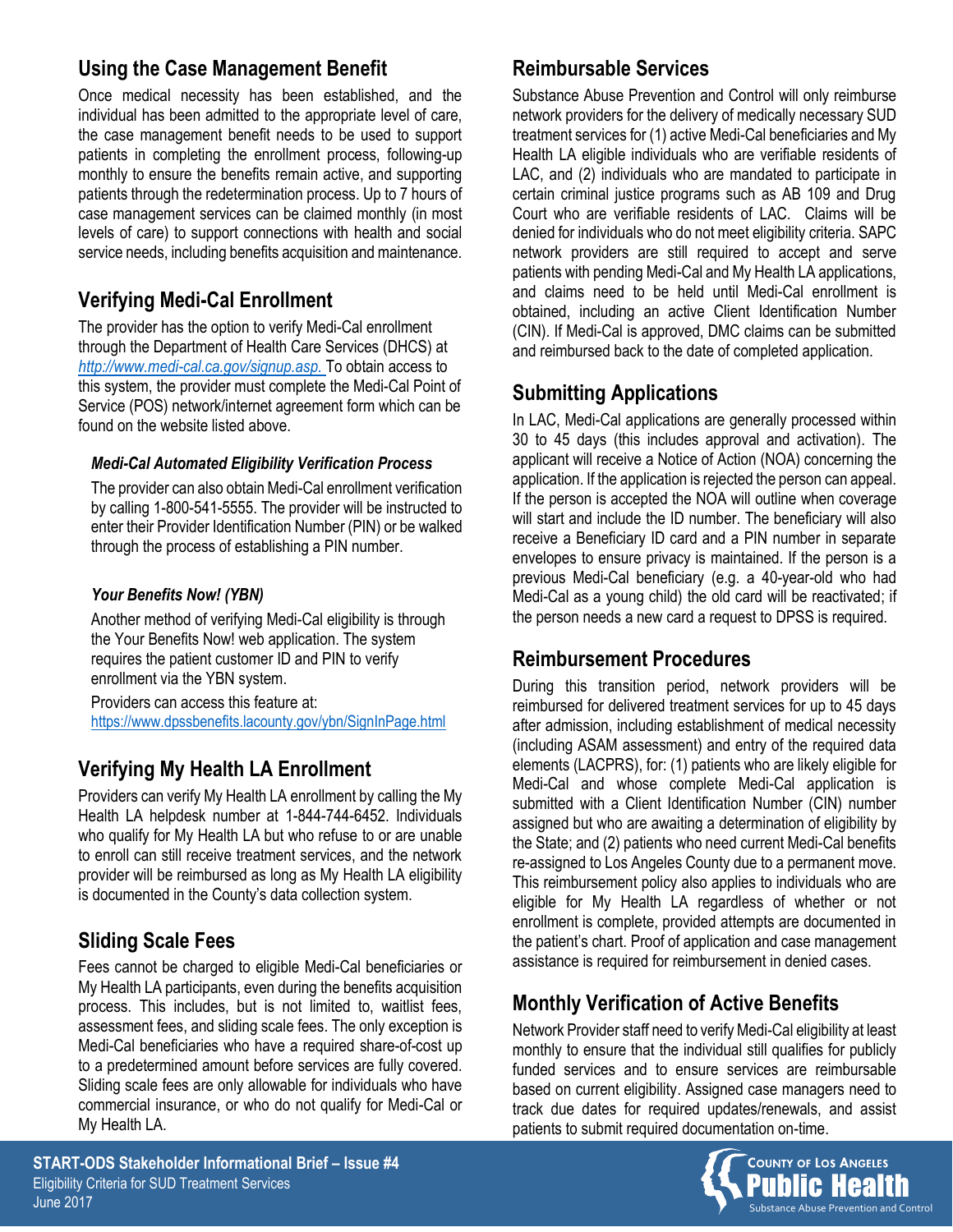## Using the Case Management Benefit

Once medical necessity has been established, and the individual has been admitted to the appropriate level of care, the case management benefit needs to be used to support patients in completing the enrollment process, following-up monthly to ensure the benefits remain active, and supporting patients through the redetermination process. Up to 7 hours of case management services can be claimed monthly (in most levels of care) to support connections with health and social service needs, including benefits acquisition and maintenance.

## Verifying Medi-Cal Enrollment

The provider has the option to verify Medi-Cal enrollment through the Department of Health Care Services (DHCS) at *http://www.medi-cal.ca.gov/signup.asp.* To obtain access to this system, the provider must complete the Medi-Cal Point of Service (POS) network/internet agreement form which can be found on the website listed above.

### *Medi-Cal Automated Eligibility Verification Process*

The provider can also obtain Medi-Cal enrollment verification by calling 1-800-541-5555. The provider will be instructed to enter their Provider Identification Number (PIN) or be walked through the process of establishing a PIN number.

### *Your Benefits Now! (YBN)*

Another method of verifying Medi-Cal eligibility is through the Your Benefits Now! web application. The system requires the patient customer ID and PIN to verify enrollment via the YBN system.

Providers can access this feature at:
https://www.dpssbenefits.lacounty.gov/ybn/SignInPage.html

## Verifying My Health LA Enrollment

Providers can verify My Health LA enrollment by calling the My Health LA helpdesk number at 1-844-744-6452. Individuals who qualify for My Health LA but who refuse to or are unable to enroll can still receive treatment services, and the network provider will be reimbursed as long as My Health LA eligibility is documented in the County's data collection system.

## Sliding Scale Fees

Fees cannot be charged to eligible Medi-Cal beneficiaries or My Health LA participants, even during the benefits acquisition process. This includes, but is not limited to, waitlist fees, assessment fees, and sliding scale fees. The only exception is Medi-Cal beneficiaries who have a required share-of-cost up to a predetermined amount before services are fully covered. Sliding scale fees are only allowable for individuals who have commercial insurance, or who do not qualify for Medi-Cal or My Health LA.

## Reimbursable Services

Substance Abuse Prevention and Control will only reimburse network providers for the delivery of medically necessary SUD treatment services for (1) active Medi-Cal beneficiaries and My Health LA eligible individuals who are verifiable residents of LAC, and (2) individuals who are mandated to participate in certain criminal justice programs such as AB 109 and Drug Court who are verifiable residents of LAC. Claims will be denied for individuals who do not meet eligibility criteria. SAPC network providers are still required to accept and serve patients with pending Medi-Cal and My Health LA applications, and claims need to be held until Medi-Cal enrollment is obtained, including an active Client Identification Number (CIN). If Medi-Cal is approved, DMC claims can be submitted and reimbursed back to the date of completed application.

## Submitting Applications

In LAC, Medi-Cal applications are generally processed within 30 to 45 days (this includes approval and activation). The applicant will receive a Notice of Action (NOA) concerning the application. If the application is rejected the person can appeal. If the person is accepted the NOA will outline when coverage will start and include the ID number. The beneficiary will also receive a Beneficiary ID card and a PIN number in separate envelopes to ensure privacy is maintained. If the person is a previous Medi-Cal beneficiary (e.g. a 40-year-old who had Medi-Cal as a young child) the old card will be reactivated; if the person needs a new card a request to DPSS is required.

## Reimbursement Procedures

During this transition period, network providers will be reimbursed for delivered treatment services for up to 45 days after admission, including establishment of medical necessity (including ASAM assessment) and entry of the required data elements (LACPRS), for: (1) patients who are likely eligible for Medi-Cal and whose complete Medi-Cal application is submitted with a Client Identification Number (CIN) number assigned but who are awaiting a determination of eligibility by the State; and (2) patients who need current Medi-Cal benefits re-assigned to Los Angeles County due to a permanent move. This reimbursement policy also applies to individuals who are eligible for My Health LA regardless of whether or not enrollment is complete, provided attempts are documented in the patient's chart. Proof of application and case management assistance is required for reimbursement in denied cases.

## Monthly Verification of Active Benefits

Network Provider staff need to verify Medi-Cal eligibility at least monthly to ensure that the individual still qualifies for publicly funded services and to ensure services are reimbursable based on current eligibility. Assigned case managers need to track due dates for required updates/renewals, and assist patients to submit required documentation on-time.